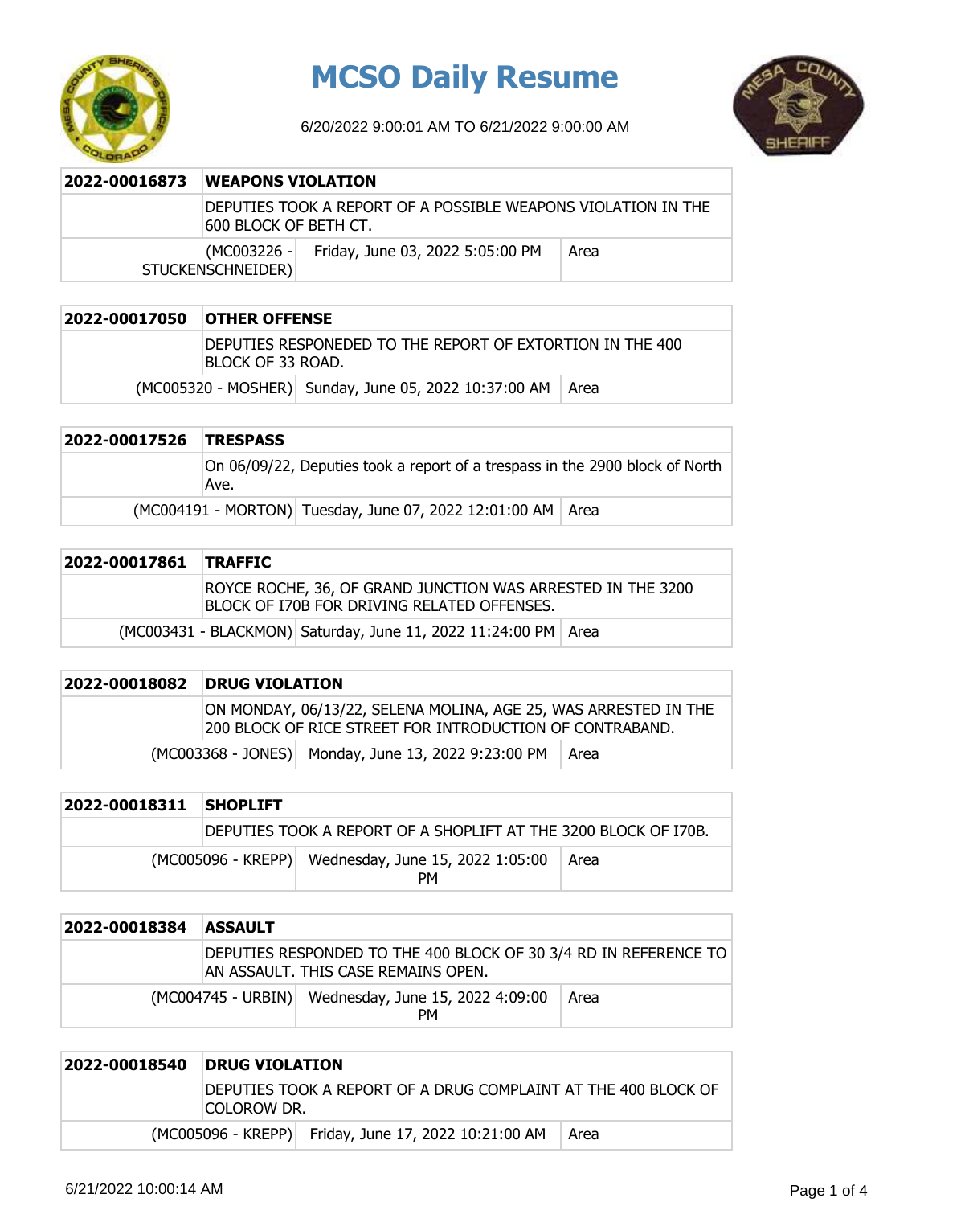# MCSO Daily Resume

6/20/2022 9:00:01 AM TO 6/21/2022 9:00:00 AM

| 2022-00016873 | WEAPONS VIOLATION | |
|---|---|---|
| | DEPUTIES TOOK A REPORT OF A POSSIBLE WEAPONS VIOLATION IN THE 600 BLOCK OF BETH CT. | |
| (MC003226 - STUCKENSCHNEIDER) | Friday, June 03, 2022 5:05:00 PM | Area |

| 2022-00017050 | OTHER OFFENSE | |
|---|---|---|
| | DEPUTIES RESPONEDED TO THE REPORT OF EXTORTION IN THE 400 BLOCK OF 33 ROAD. | |
| (MC005320 - MOSHER) | Sunday, June 05, 2022 10:37:00 AM | Area |

| 2022-00017526 | TRESPASS | |
|---|---|---|
| | On 06/09/22, Deputies took a report of a trespass in the 2900 block of North Ave. | |
| (MC004191 - MORTON) | Tuesday, June 07, 2022 12:01:00 AM | Area |

| 2022-00017861 | TRAFFIC | |
|---|---|---|
| | ROYCE ROCHE, 36, OF GRAND JUNCTION WAS ARRESTED IN THE 3200 BLOCK OF I70B FOR DRIVING RELATED OFFENSES. | |
| (MC003431 - BLACKMON) | Saturday, June 11, 2022 11:24:00 PM | Area |

| 2022-00018082 | DRUG VIOLATION | |
|---|---|---|
| | ON MONDAY, 06/13/22, SELENA MOLINA, AGE 25, WAS ARRESTED IN THE 200 BLOCK OF RICE STREET FOR INTRODUCTION OF CONTRABAND. | |
| (MC003368 - JONES) | Monday, June 13, 2022 9:23:00 PM | Area |

| 2022-00018311 | SHOPLIFT | |
|---|---|---|
| | DEPUTIES TOOK A REPORT OF A SHOPLIFT AT THE 3200 BLOCK OF I70B. | |
| (MC005096 - KREPP) | Wednesday, June 15, 2022 1:05:00 PM | Area |

| 2022-00018384 | ASSAULT | |
|---|---|---|
| | DEPUTIES RESPONDED TO THE 400 BLOCK OF 30 3/4 RD IN REFERENCE TO AN ASSAULT. THIS CASE REMAINS OPEN. | |
| (MC004745 - URBIN) | Wednesday, June 15, 2022 4:09:00 PM | Area |

| 2022-00018540 | DRUG VIOLATION | |
|---|---|---|
| | DEPUTIES TOOK A REPORT OF A DRUG COMPLAINT AT THE 400 BLOCK OF COLOROW DR. | |
| (MC005096 - KREPP) | Friday, June 17, 2022 10:21:00 AM | Area |

6/21/2022 10:00:14 AM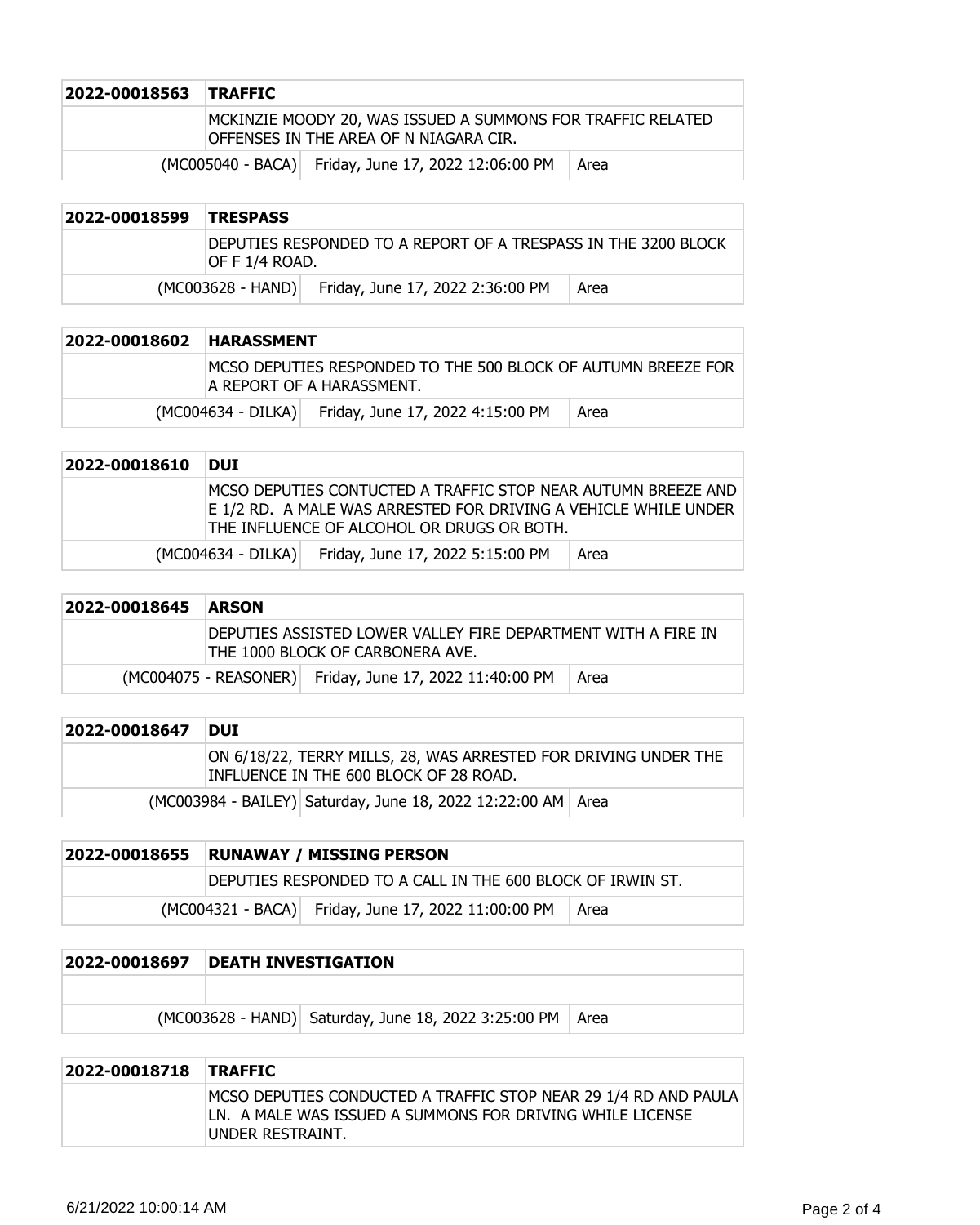| 2022-00018563 | TRAFFIC | |
|---|---|---|
| | MCKINZIE MOODY 20, WAS ISSUED A SUMMONS FOR TRAFFIC RELATED OFFENSES IN THE AREA OF N NIAGARA CIR. | |
| (MC005040 - BACA) | Friday, June 17, 2022 12:06:00 PM | Area |

| 2022-00018599 | TRESPASS | |
|---|---|---|
| | DEPUTIES RESPONDED TO A REPORT OF A TRESPASS IN THE 3200 BLOCK OF F 1/4 ROAD. | |
| (MC003628 - HAND) | Friday, June 17, 2022 2:36:00 PM | Area |

| 2022-00018602 | HARASSMENT | |
|---|---|---|
| | MCSO DEPUTIES RESPONDED TO THE 500 BLOCK OF AUTUMN BREEZE FOR A REPORT OF A HARASSMENT. | |
| (MC004634 - DILKA) | Friday, June 17, 2022 4:15:00 PM | Area |

| 2022-00018610 | DUI | |
|---|---|---|
| | MCSO DEPUTIES CONTUCTED A TRAFFIC STOP NEAR AUTUMN BREEZE AND E 1/2 RD. A MALE WAS ARRESTED FOR DRIVING A VEHICLE WHILE UNDER THE INFLUENCE OF ALCOHOL OR DRUGS OR BOTH. | |
| (MC004634 - DILKA) | Friday, June 17, 2022 5:15:00 PM | Area |

| 2022-00018645 | ARSON | |
|---|---|---|
| | DEPUTIES ASSISTED LOWER VALLEY FIRE DEPARTMENT WITH A FIRE IN THE 1000 BLOCK OF CARBONERA AVE. | |
| (MC004075 - REASONER) | Friday, June 17, 2022 11:40:00 PM | Area |

| 2022-00018647 | DUI | |
|---|---|---|
| | ON 6/18/22, TERRY MILLS, 28, WAS ARRESTED FOR DRIVING UNDER THE INFLUENCE IN THE 600 BLOCK OF 28 ROAD. | |
| (MC003984 - BAILEY) | Saturday, June 18, 2022 12:22:00 AM | Area |

| 2022-00018655 | RUNAWAY / MISSING PERSON | |
|---|---|---|
| | DEPUTIES RESPONDED TO A CALL IN THE 600 BLOCK OF IRWIN ST. | |
| (MC004321 - BACA) | Friday, June 17, 2022 11:00:00 PM | Area |

| 2022-00018697 | DEATH INVESTIGATION | |
|---|---|---|
| | | |
| (MC003628 - HAND) | Saturday, June 18, 2022 3:25:00 PM | Area |

| 2022-00018718 | TRAFFIC | |
|---|---|---|
| | MCSO DEPUTIES CONDUCTED A TRAFFIC STOP NEAR 29 1/4 RD AND PAULA LN. A MALE WAS ISSUED A SUMMONS FOR DRIVING WHILE LICENSE UNDER RESTRAINT. | |

6/21/2022 10:00:14 AM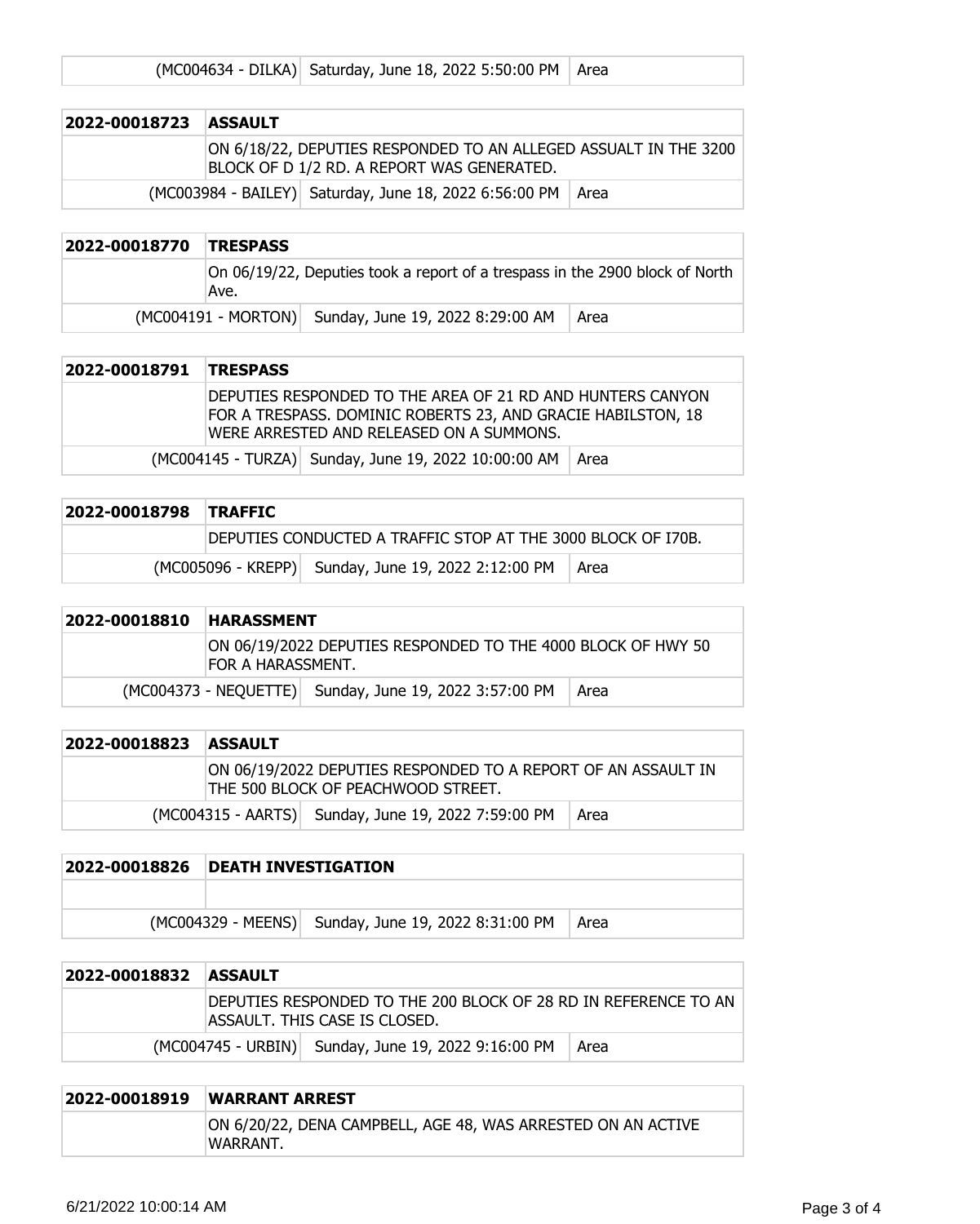| | | |
|---|---|---|
| (MC004634 - DILKA) | Saturday, June 18, 2022 5:50:00 PM | Area |

| 2022-00018723 | ASSAULT | |
|---|---|---|
| | ON 6/18/22, DEPUTIES RESPONDED TO AN ALLEGED ASSUALT IN THE 3200 BLOCK OF D 1/2 RD. A REPORT WAS GENERATED. | |
| (MC003984 - BAILEY) | Saturday, June 18, 2022 6:56:00 PM | Area |

| 2022-00018770 | TRESPASS | |
|---|---|---|
| | On 06/19/22, Deputies took a report of a trespass in the 2900 block of North Ave. | |
| (MC004191 - MORTON) | Sunday, June 19, 2022 8:29:00 AM | Area |

| 2022-00018791 | TRESPASS | |
|---|---|---|
| | DEPUTIES RESPONDED TO THE AREA OF 21 RD AND HUNTERS CANYON FOR A TRESPASS. DOMINIC ROBERTS 23, AND GRACIE HABILSTON, 18 WERE ARRESTED AND RELEASED ON A SUMMONS. | |
| (MC004145 - TURZA) | Sunday, June 19, 2022 10:00:00 AM | Area |

| 2022-00018798 | TRAFFIC | |
|---|---|---|
| | DEPUTIES CONDUCTED A TRAFFIC STOP AT THE 3000 BLOCK OF I70B. | |
| (MC005096 - KREPP) | Sunday, June 19, 2022 2:12:00 PM | Area |

| 2022-00018810 | HARASSMENT | |
|---|---|---|
| | ON 06/19/2022 DEPUTIES RESPONDED TO THE 4000 BLOCK OF HWY 50 FOR A HARASSMENT. | |
| (MC004373 - NEQUETTE) | Sunday, June 19, 2022 3:57:00 PM | Area |

| 2022-00018823 | ASSAULT | |
|---|---|---|
| | ON 06/19/2022 DEPUTIES RESPONDED TO A REPORT OF AN ASSAULT IN THE 500 BLOCK OF PEACHWOOD STREET. | |
| (MC004315 - AARTS) | Sunday, June 19, 2022 7:59:00 PM | Area |

| 2022-00018826 | DEATH INVESTIGATION | |
|---|---|---|
| | | |
| (MC004329 - MEENS) | Sunday, June 19, 2022 8:31:00 PM | Area |

| 2022-00018832 | ASSAULT | |
|---|---|---|
| | DEPUTIES RESPONDED TO THE 200 BLOCK OF 28 RD IN REFERENCE TO AN ASSAULT. THIS CASE IS CLOSED. | |
| (MC004745 - URBIN) | Sunday, June 19, 2022 9:16:00 PM | Area |

| 2022-00018919 | WARRANT ARREST |
|---|---|
| | ON 6/20/22, DENA CAMPBELL, AGE 48, WAS ARRESTED ON AN ACTIVE WARRANT. |

6/21/2022 10:00:14 AM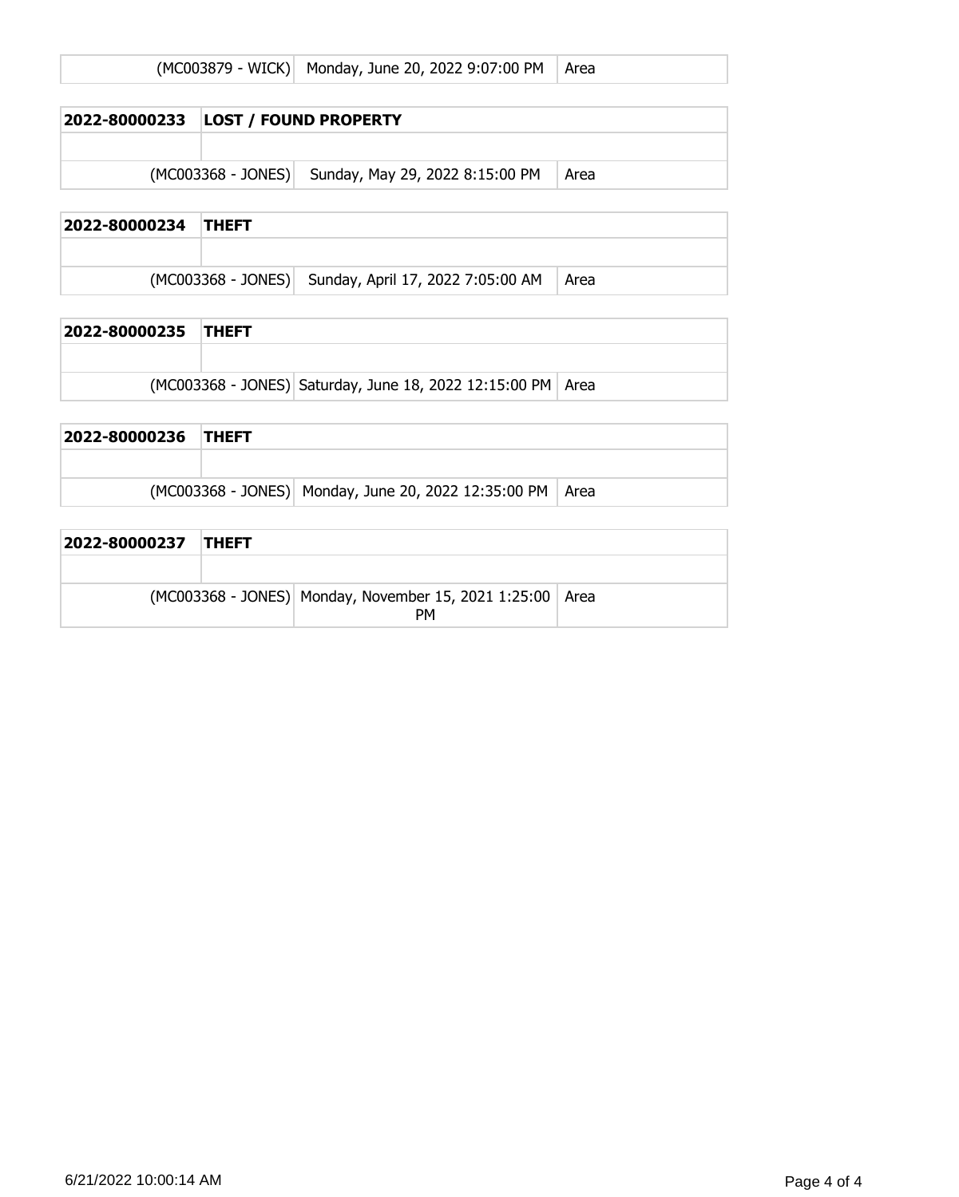| | | |
|---|---|---|
| (MC003879 - WICK) | Monday, June 20, 2022 9:07:00 PM | Area |

| 2022-80000233 | LOST / FOUND PROPERTY | |
|---|---|---|
| | | |
| (MC003368 - JONES) | Sunday, May 29, 2022 8:15:00 PM | Area |

| 2022-80000234 | THEFT | |
|---|---|---|
| | | |
| (MC003368 - JONES) | Sunday, April 17, 2022 7:05:00 AM | Area |

| 2022-80000235 | THEFT | |
|---|---|---|
| | | |
| (MC003368 - JONES) | Saturday, June 18, 2022 12:15:00 PM | Area |

| 2022-80000236 | THEFT | |
|---|---|---|
| | | |
| (MC003368 - JONES) | Monday, June 20, 2022 12:35:00 PM | Area |

| 2022-80000237 | THEFT | |
|---|---|---|
| | | |
| (MC003368 - JONES) | Monday, November 15, 2021 1:25:00 PM | Area |

6/21/2022 10:00:14 AM